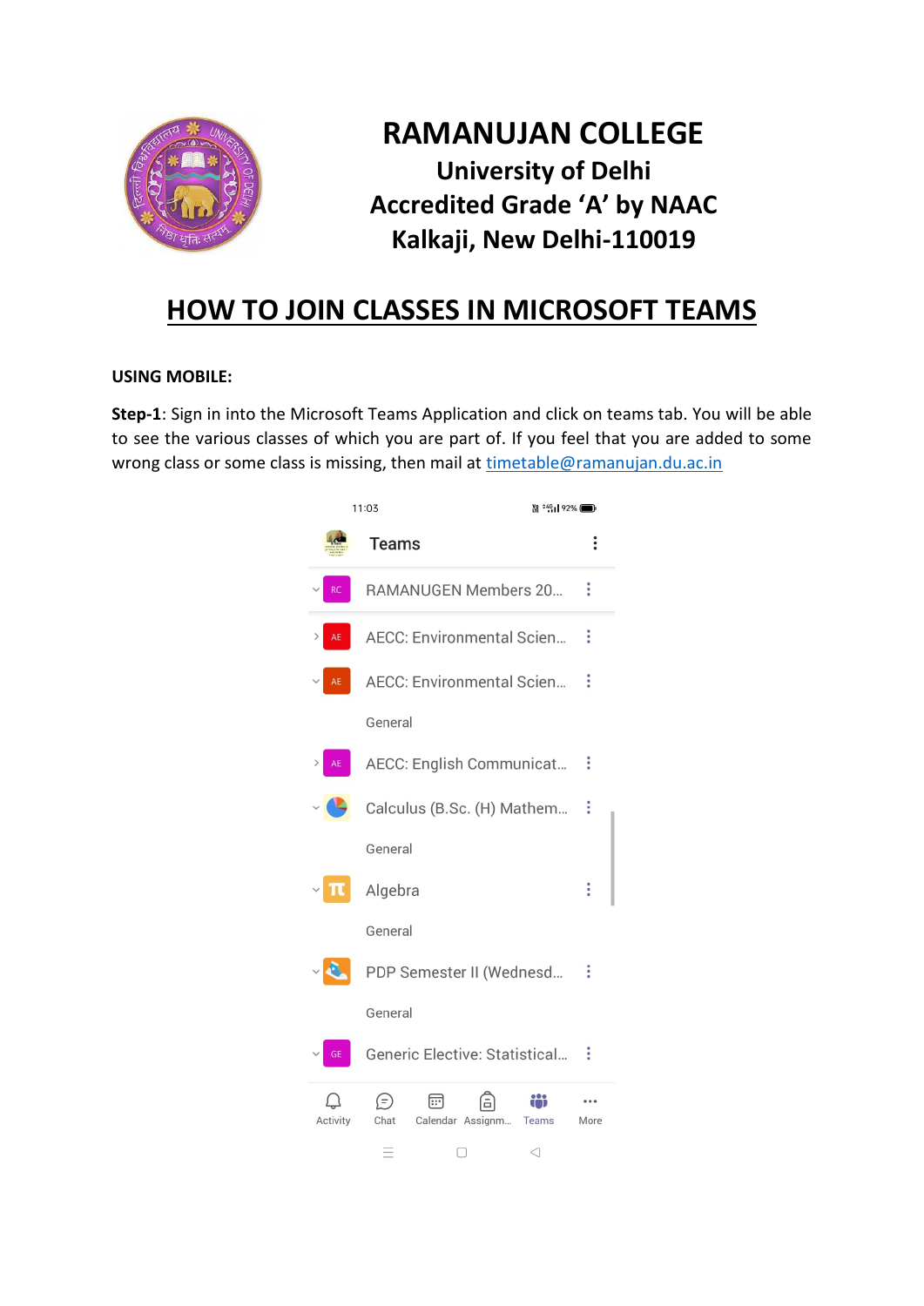# RAMANUJAN COLLEGE

**University of Delhi**

**Accredited Grade 'A' by NAAC**

**Kalkaji, New Delhi-110019**

## HOW TO JOIN CLASSES IN MICROSOFT TEAMS

**USING MOBILE:**

**Step-1**: Sign in into the Microsoft Teams Application and click on teams tab. You will be able to see the various classes of which you are part of. If you feel that you are added to some wrong class or some class is missing, then mail at timetable@ramanujan.du.ac.in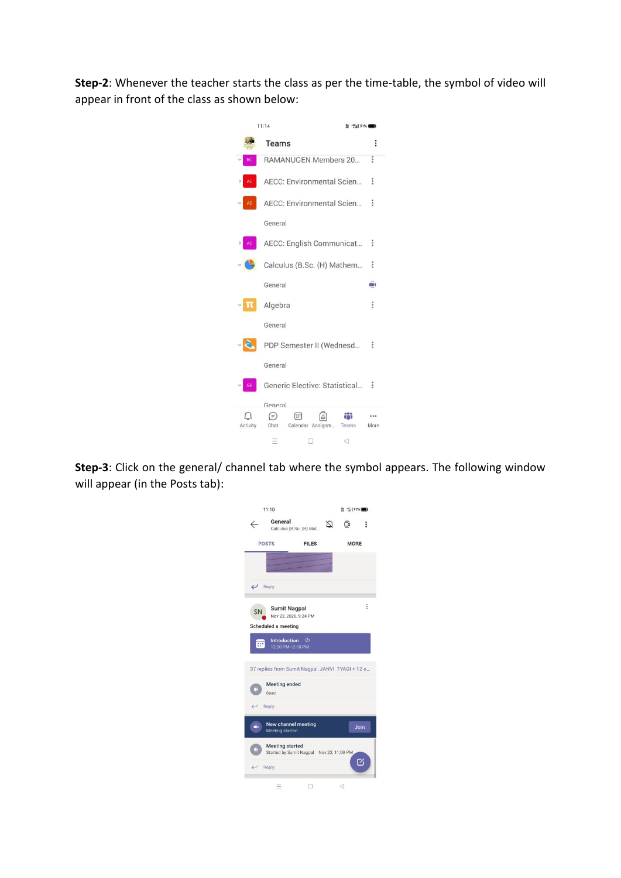**Step-2**: Whenever the teacher starts the class as per the time-table, the symbol of video will appear in front of the class as shown below:

**Step-3**: Click on the general/ channel tab where the symbol appears. The following window will appear (in the Posts tab):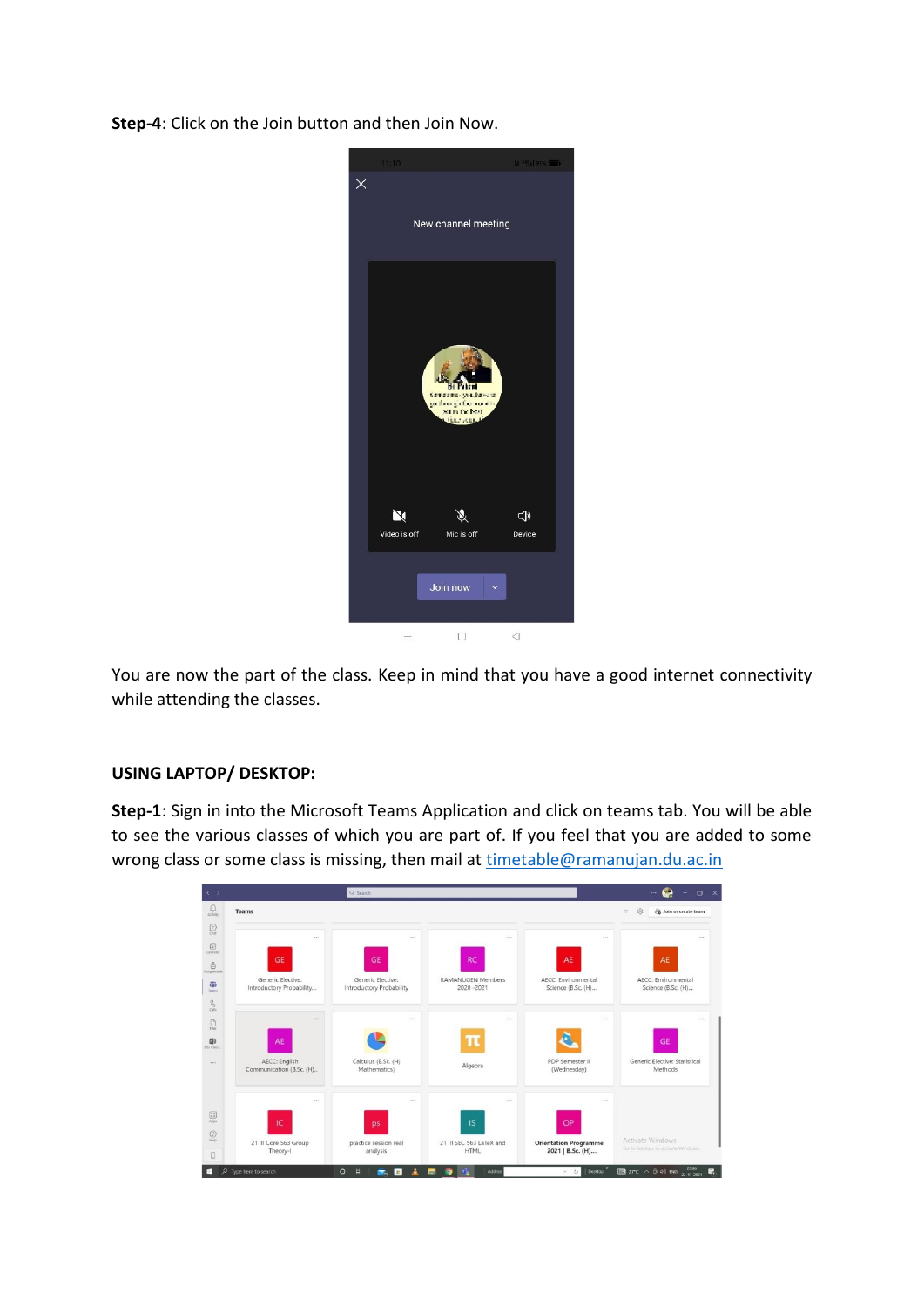**Step-4**: Click on the Join button and then Join Now.

You are now the part of the class. Keep in mind that you have a good internet connectivity while attending the classes.

**USING LAPTOP/ DESKTOP:**

**Step-1**: Sign in into the Microsoft Teams Application and click on teams tab. You will be able to see the various classes of which you are part of. If you feel that you are added to some wrong class or some class is missing, then mail at [timetable@ramanujan.du.ac.in](mailto:timetable@ramanujan.du.ac.in)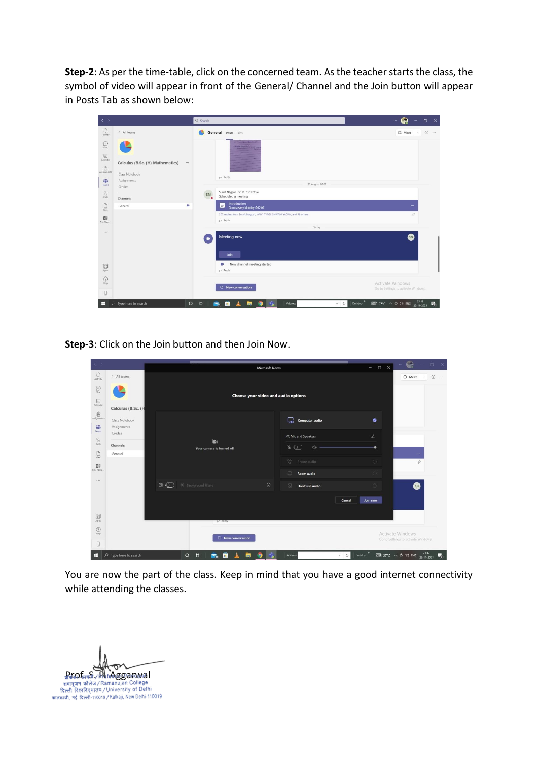**Step-2**: As per the time-table, click on the concerned team. As the teacher starts the class, the symbol of video will appear in front of the General/ Channel and the Join button will appear in Posts Tab as shown below:

**Step-3**: Click on the Join button and then Join Now.

You are now the part of the class. Keep in mind that you have a good internet connectivity while attending the classes.

Prof. S. P. Aggarwal

प्राचार्य / Principal
रामानुजन कॉलेज / Ramanujan College
दिल्ली विश्वविद्यालय / University of Delhi
कालकाजी, नई दिल्ली-110019 / Kalkaji, New Delhi-110019